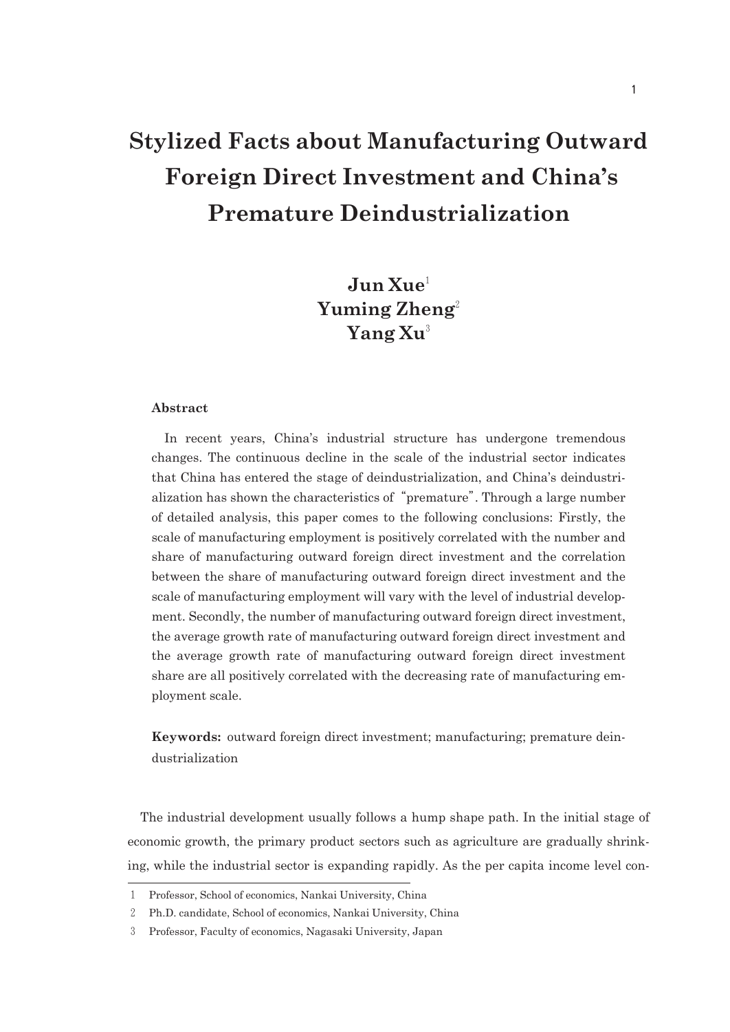# Stylized Facts about Manufacturing Outward Foreign Direct Investment and China's Premature Deindustrialization

**Jun Xue**[1]
**Yuming Zheng**[2]
**Yang Xu**[3]

**Abstract**

In recent years, China's industrial structure has undergone tremendous changes. The continuous decline in the scale of the industrial sector indicates that China has entered the stage of deindustrialization, and China's deindustrialization has shown the characteristics of "premature". Through a large number of detailed analysis, this paper comes to the following conclusions: Firstly, the scale of manufacturing employment is positively correlated with the number and share of manufacturing outward foreign direct investment and the correlation between the share of manufacturing outward foreign direct investment and the scale of manufacturing employment will vary with the level of industrial development. Secondly, the number of manufacturing outward foreign direct investment, the average growth rate of manufacturing outward foreign direct investment and the average growth rate of manufacturing outward foreign direct investment share are all positively correlated with the decreasing rate of manufacturing employment scale.

**Keywords:** outward foreign direct investment; manufacturing; premature deindustrialization

The industrial development usually follows a hump shape path. In the initial stage of economic growth, the primary product sectors such as agriculture are gradually shrinking, while the industrial sector is expanding rapidly. As the per capita income level con-

---

1 Professor, School of economics, Nankai University, China

2 Ph.D. candidate, School of economics, Nankai University, China

3 Professor, Faculty of economics, Nagasaki University, Japan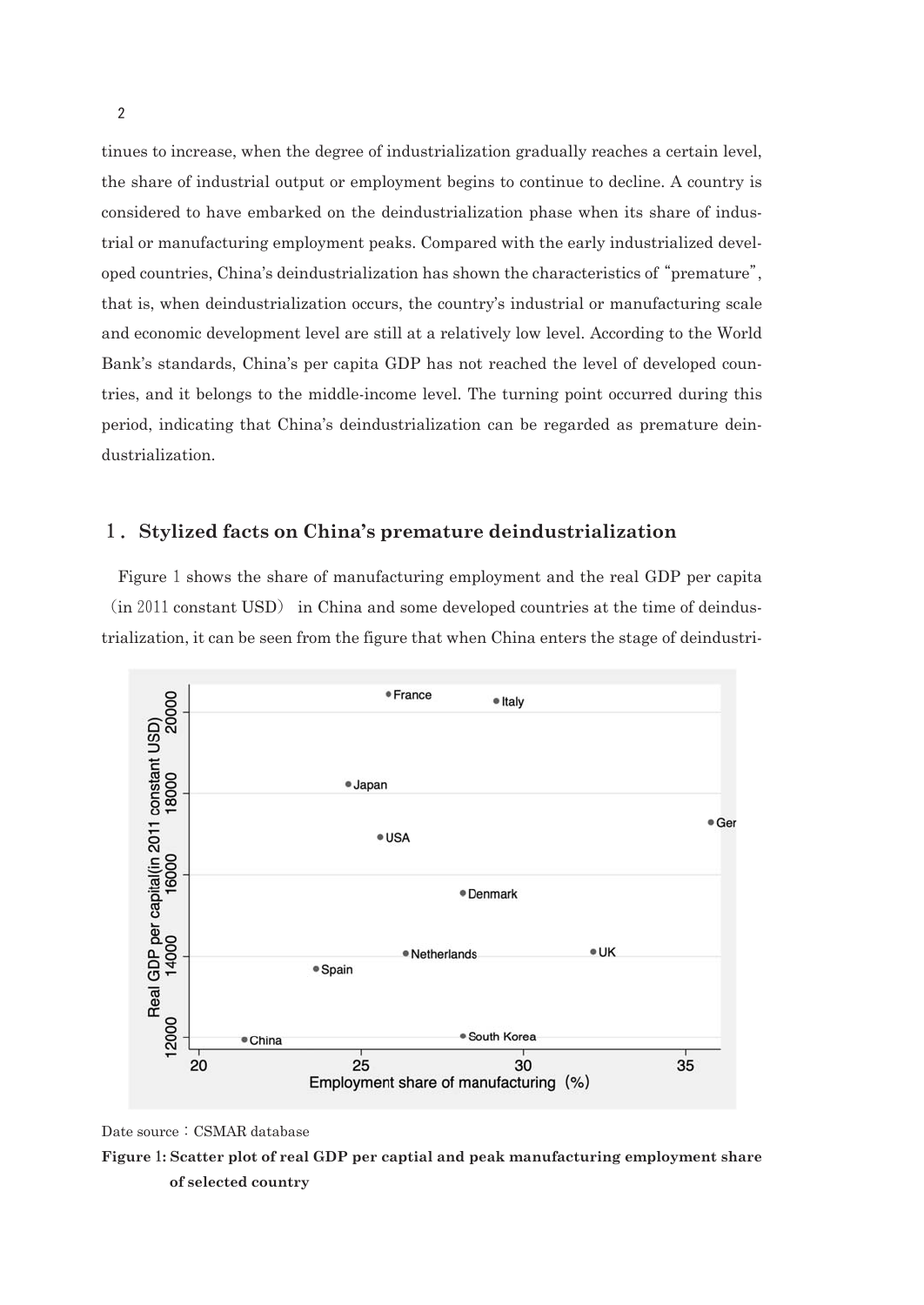tinues to increase, when the degree of industrialization gradually reaches a certain level, the share of industrial output or employment begins to continue to decline. A country is considered to have embarked on the deindustrialization phase when its share of industrial or manufacturing employment peaks. Compared with the early industrialized developed countries, China's deindustrialization has shown the characteristics of "premature", that is, when deindustrialization occurs, the country's industrial or manufacturing scale and economic development level are still at a relatively low level. According to the World Bank's standards, China's per capita GDP has not reached the level of developed countries, and it belongs to the middle-income level. The turning point occurred during this period, indicating that China's deindustrialization can be regarded as premature deindustrialization.

## 1. Stylized facts on China's premature deindustrialization

Figure 1 shows the share of manufacturing employment and the real GDP per capita (in 2011 constant USD) in China and some developed countries at the time of deindustrialization, it can be seen from the figure that when China enters the stage of deindustri-

Date source: CSMAR database

**Figure 1: Scatter plot of real GDP per captial and peak manufacturing employment share of selected country**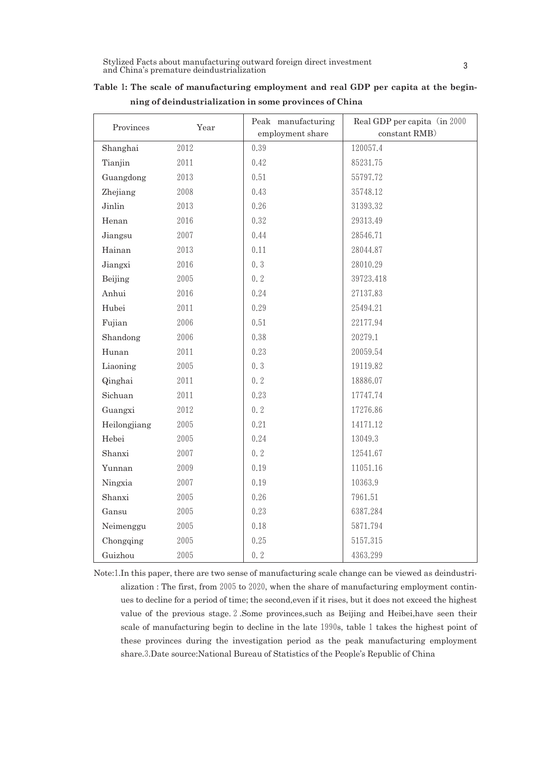**Table 1: The scale of manufacturing employment and real GDP per capita at the beginning of deindustrialization in some provinces of China**

| Provinces | Year | Peak manufacturing employment share | Real GDP per capita（in 2000 constant RMB） |
|---|---|---|---|
| Shanghai | 2012 | 0.39 | 120057.4 |
| Tianjin | 2011 | 0.42 | 85231.75 |
| Guangdong | 2013 | 0.51 | 55797.72 |
| Zhejiang | 2008 | 0.43 | 35748.12 |
| Jinlin | 2013 | 0.26 | 31393.32 |
| Henan | 2016 | 0.32 | 29313.49 |
| Jiangsu | 2007 | 0.44 | 28546.71 |
| Hainan | 2013 | 0.11 | 28044.87 |
| Jiangxi | 2016 | 0. 3 | 28010.29 |
| Beijing | 2005 | 0. 2 | 39723.418 |
| Anhui | 2016 | 0.24 | 27137.83 |
| Hubei | 2011 | 0.29 | 25494.21 |
| Fujian | 2006 | 0.51 | 22177.94 |
| Shandong | 2006 | 0.38 | 20279.1 |
| Hunan | 2011 | 0.23 | 20059.54 |
| Liaoning | 2005 | 0. 3 | 19119.82 |
| Qinghai | 2011 | 0. 2 | 18886.07 |
| Sichuan | 2011 | 0.23 | 17747.74 |
| Guangxi | 2012 | 0. 2 | 17276.86 |
| Heilongjiang | 2005 | 0.21 | 14171.12 |
| Hebei | 2005 | 0.24 | 13049.3 |
| Shanxi | 2007 | 0. 2 | 12541.67 |
| Yunnan | 2009 | 0.19 | 11051.16 |
| Ningxia | 2007 | 0.19 | 10363.9 |
| Shanxi | 2005 | 0.26 | 7961.51 |
| Gansu | 2005 | 0.23 | 6387.284 |
| Neimenggu | 2005 | 0.18 | 5871.794 |
| Chongqing | 2005 | 0.25 | 5157.315 |
| Guizhou | 2005 | 0. 2 | 4363.299 |

Note:1.In this paper, there are two sense of manufacturing scale change can be viewed as deindustrialization : The first, from 2005 to 2020, when the share of manufacturing employment continues to decline for a period of time; the second,even if it rises, but it does not exceed the highest value of the previous stage. 2 .Some provinces,such as Beijing and Heibei,have seen their scale of manufacturing begin to decline in the late 1990s, table 1 takes the highest point of these provinces during the investigation period as the peak manufacturing employment share.3.Date source:National Bureau of Statistics of the People's Republic of China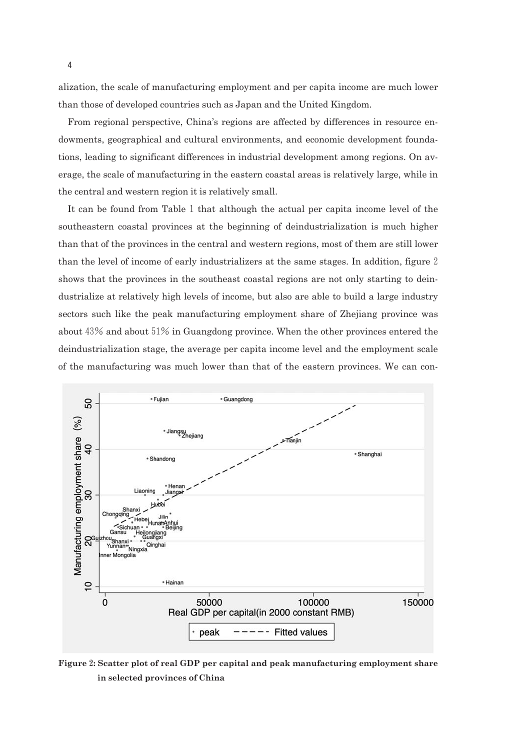alization, the scale of manufacturing employment and per capita income are much lower than those of developed countries such as Japan and the United Kingdom.

From regional perspective, China's regions are affected by differences in resource endowments, geographical and cultural environments, and economic development foundations, leading to significant differences in industrial development among regions. On average, the scale of manufacturing in the eastern coastal areas is relatively large, while in the central and western region it is relatively small.

It can be found from Table 1 that although the actual per capita income level of the southeastern coastal provinces at the beginning of deindustrialization is much higher than that of the provinces in the central and western regions, most of them are still lower than the level of income of early industrializers at the same stages. In addition, figure 2 shows that the provinces in the southeast coastal regions are not only starting to deindustrialize at relatively high levels of income, but also are able to build a large industry sectors such like the peak manufacturing employment share of Zhejiang province was about 43% and about 51% in Guangdong province. When the other provinces entered the deindustrialization stage, the average per capita income level and the employment scale of the manufacturing was much lower than that of the eastern provinces. We can con-

**Figure 2: Scatter plot of real GDP per capital and peak manufacturing employment share in selected provinces of China**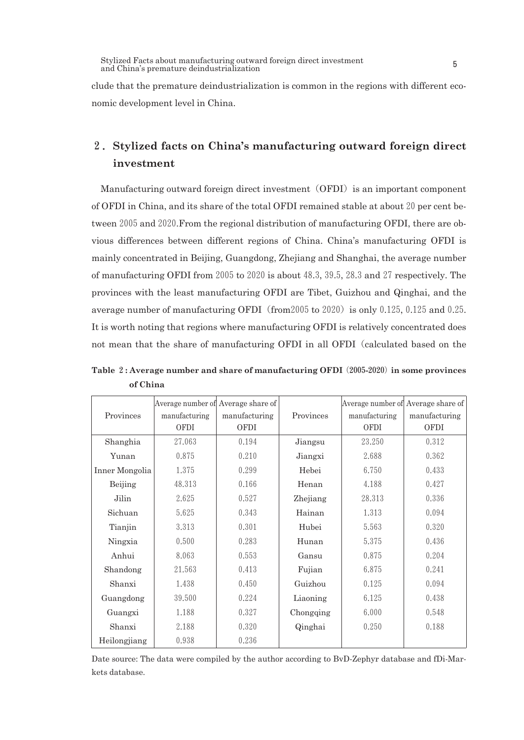clude that the premature deindustrialization is common in the regions with different economic development level in China.

## 2. Stylized facts on China's manufacturing outward foreign direct investment

Manufacturing outward foreign direct investment (OFDI) is an important component of OFDI in China, and its share of the total OFDI remained stable at about 20 per cent between 2005 and 2020.From the regional distribution of manufacturing OFDI, there are obvious differences between different regions of China. China's manufacturing OFDI is mainly concentrated in Beijing, Guangdong, Zhejiang and Shanghai, the average number of manufacturing OFDI from 2005 to 2020 is about 48.3, 39.5, 28.3 and 27 respectively. The provinces with the least manufacturing OFDI are Tibet, Guizhou and Qinghai, and the average number of manufacturing OFDI (from2005 to 2020) is only 0.125, 0.125 and 0.25. It is worth noting that regions where manufacturing OFDI is relatively concentrated does not mean that the share of manufacturing OFDI in all OFDI (calculated based on the

**Table 2: Average number and share of manufacturing OFDI (2005-2020) in some provinces of China**

| Provinces | Average number of manufacturing OFDI | Average share of manufacturing OFDI | Provinces | Average number of manufacturing OFDI | Average share of manufacturing OFDI |
|---|---|---|---|---|---|
| Shanghia | 27.063 | 0.194 | Jiangsu | 23.250 | 0.312 |
| Yunan | 0.875 | 0.210 | Jiangxi | 2.688 | 0.362 |
| Inner Mongolia | 1.375 | 0.299 | Hebei | 6.750 | 0.433 |
| Beijing | 48.313 | 0.166 | Henan | 4.188 | 0.427 |
| Jilin | 2.625 | 0.527 | Zhejiang | 28.313 | 0.336 |
| Sichuan | 5.625 | 0.343 | Hainan | 1.313 | 0.094 |
| Tianjin | 3.313 | 0.301 | Hubei | 5.563 | 0.320 |
| Ningxia | 0.500 | 0.283 | Hunan | 5.375 | 0.436 |
| Anhui | 8.063 | 0.553 | Gansu | 0.875 | 0.204 |
| Shandong | 21.563 | 0.413 | Fujian | 6.875 | 0.241 |
| Shanxi | 1.438 | 0.450 | Guizhou | 0.125 | 0.094 |
| Guangdong | 39.500 | 0.224 | Liaoning | 6.125 | 0.438 |
| Guangxi | 1.188 | 0.327 | Chongqing | 6.000 | 0.548 |
| Shanxi | 2.188 | 0.320 | Qinghai | 0.250 | 0.188 |
| Heilongjiang | 0.938 | 0.236 | | | |

Date source: The data were compiled by the author according to BvD-Zephyr database and fDi-Markets database.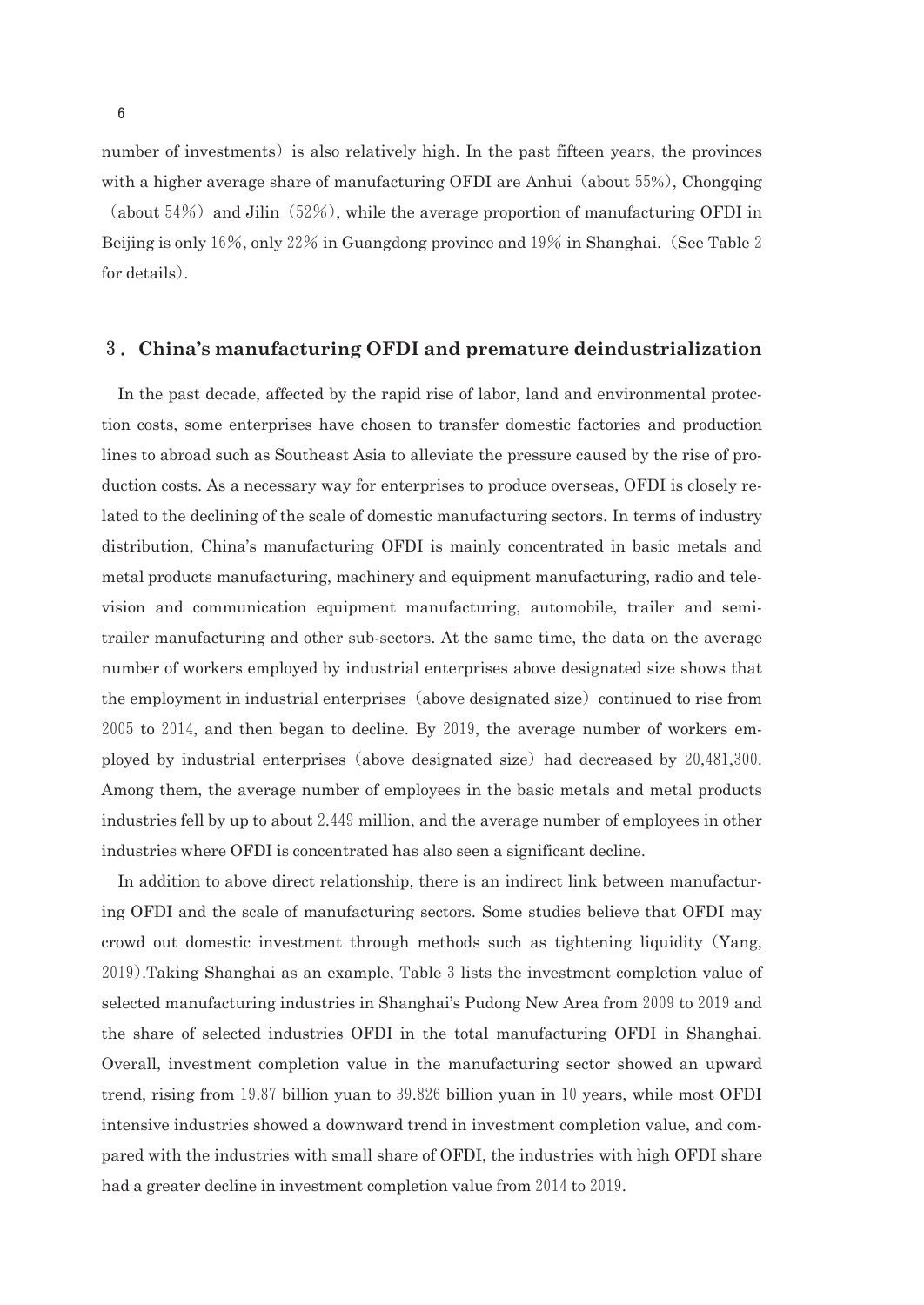number of investments) is also relatively high. In the past fifteen years, the provinces with a higher average share of manufacturing OFDI are Anhui (about 55%), Chongqing (about 54%) and Jilin (52%), while the average proportion of manufacturing OFDI in Beijing is only 16%, only 22% in Guangdong province and 19% in Shanghai. (See Table 2 for details).

## 3. China's manufacturing OFDI and premature deindustrialization

In the past decade, affected by the rapid rise of labor, land and environmental protection costs, some enterprises have chosen to transfer domestic factories and production lines to abroad such as Southeast Asia to alleviate the pressure caused by the rise of production costs. As a necessary way for enterprises to produce overseas, OFDI is closely related to the declining of the scale of domestic manufacturing sectors. In terms of industry distribution, China's manufacturing OFDI is mainly concentrated in basic metals and metal products manufacturing, machinery and equipment manufacturing, radio and television and communication equipment manufacturing, automobile, trailer and semi-trailer manufacturing and other sub-sectors. At the same time, the data on the average number of workers employed by industrial enterprises above designated size shows that the employment in industrial enterprises (above designated size) continued to rise from 2005 to 2014, and then began to decline. By 2019, the average number of workers employed by industrial enterprises (above designated size) had decreased by 20,481,300. Among them, the average number of employees in the basic metals and metal products industries fell by up to about 2.449 million, and the average number of employees in other industries where OFDI is concentrated has also seen a significant decline.

In addition to above direct relationship, there is an indirect link between manufacturing OFDI and the scale of manufacturing sectors. Some studies believe that OFDI may crowd out domestic investment through methods such as tightening liquidity (Yang, 2019).Taking Shanghai as an example, Table 3 lists the investment completion value of selected manufacturing industries in Shanghai's Pudong New Area from 2009 to 2019 and the share of selected industries OFDI in the total manufacturing OFDI in Shanghai. Overall, investment completion value in the manufacturing sector showed an upward trend, rising from 19.87 billion yuan to 39.826 billion yuan in 10 years, while most OFDI intensive industries showed a downward trend in investment completion value, and compared with the industries with small share of OFDI, the industries with high OFDI share had a greater decline in investment completion value from 2014 to 2019.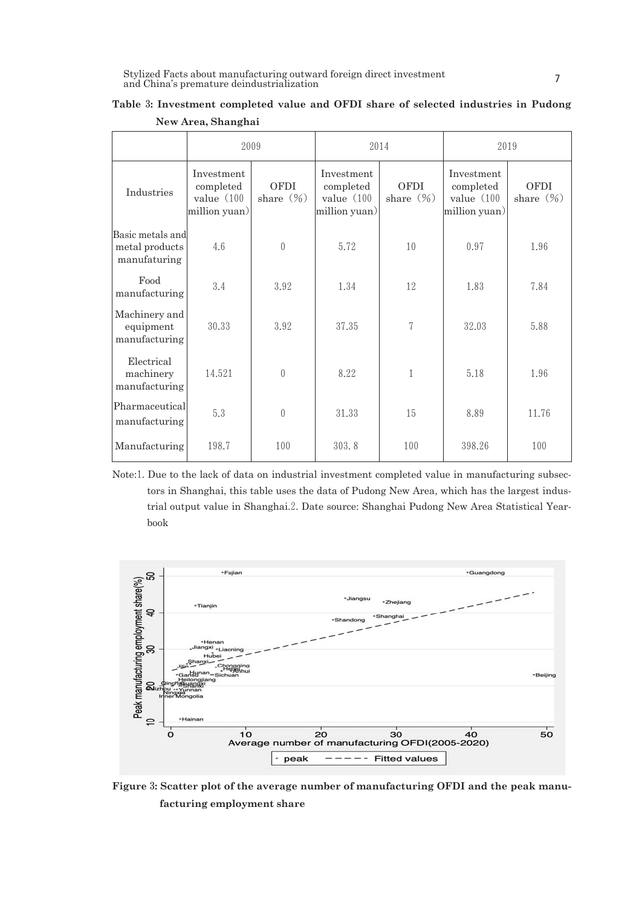**Table 3: Investment completed value and OFDI share of selected industries in Pudong New Area, Shanghai**

| | 2009 | | 2014 | | 2019 | |
|---|---|---|---|---|---|---|
| Industries | Investment completed value (100 million yuan) | OFDI share (%) | Investment completed value (100 million yuan) | OFDI share (%) | Investment completed value (100 million yuan) | OFDI share (%) |
| Basic metals and metal products manufacturing | 4.6 | 0 | 5.72 | 10 | 0.97 | 1.96 |
| Food manufacturing | 3.4 | 3.92 | 1.34 | 12 | 1.83 | 7.84 |
| Machinery and equipment manufacturing | 30.33 | 3.92 | 37.35 | 7 | 32.03 | 5.88 |
| Electrical machinery manufacturing | 14.521 | 0 | 8.22 | 1 | 5.18 | 1.96 |
| Pharmaceutical manufacturing | 5.3 | 0 | 31.33 | 15 | 8.89 | 11.76 |
| Manufacturing | 198.7 | 100 | 303.8 | 100 | 398.26 | 100 |

Note:1. Due to the lack of data on industrial investment completed value in manufacturing subsectors in Shanghai, this table uses the data of Pudong New Area, which has the largest industrial output value in Shanghai.2. Date source: Shanghai Pudong New Area Statistical Yearbook

**Figure 3: Scatter plot of the average number of manufacturing OFDI and the peak manufacturing employment share**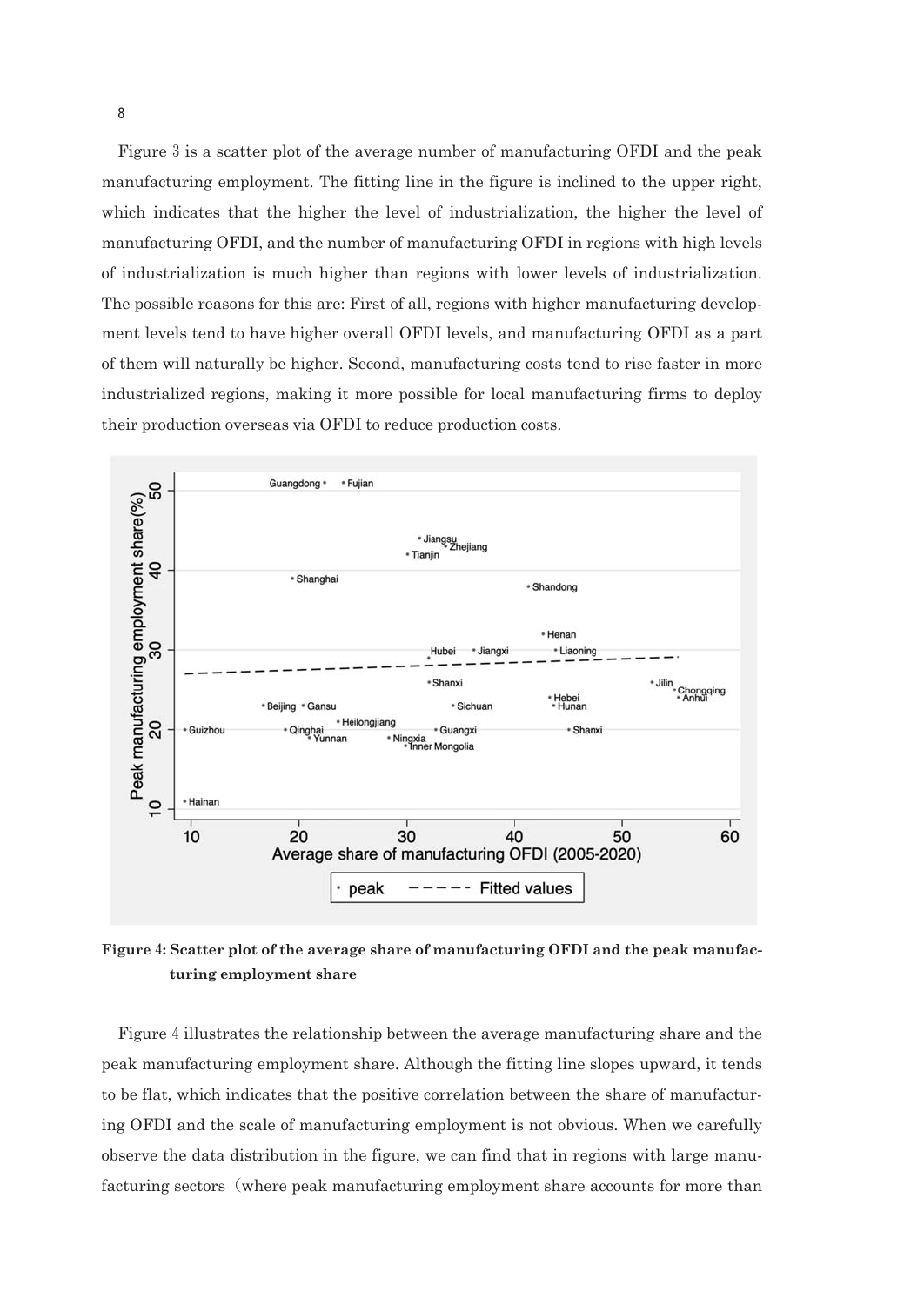Figure 3 is a scatter plot of the average number of manufacturing OFDI and the peak manufacturing employment. The fitting line in the figure is inclined to the upper right, which indicates that the higher the level of industrialization, the higher the level of manufacturing OFDI, and the number of manufacturing OFDI in regions with high levels of industrialization is much higher than regions with lower levels of industrialization. The possible reasons for this are: First of all, regions with higher manufacturing development levels tend to have higher overall OFDI levels, and manufacturing OFDI as a part of them will naturally be higher. Second, manufacturing costs tend to rise faster in more industrialized regions, making it more possible for local manufacturing firms to deploy their production overseas via OFDI to reduce production costs.

**Figure 4: Scatter plot of the average share of manufacturing OFDI and the peak manufacturing employment share**

Figure 4 illustrates the relationship between the average manufacturing share and the peak manufacturing employment share. Although the fitting line slopes upward, it tends to be flat, which indicates that the positive correlation between the share of manufacturing OFDI and the scale of manufacturing employment is not obvious. When we carefully observe the data distribution in the figure, we can find that in regions with large manufacturing sectors（where peak manufacturing employment share accounts for more than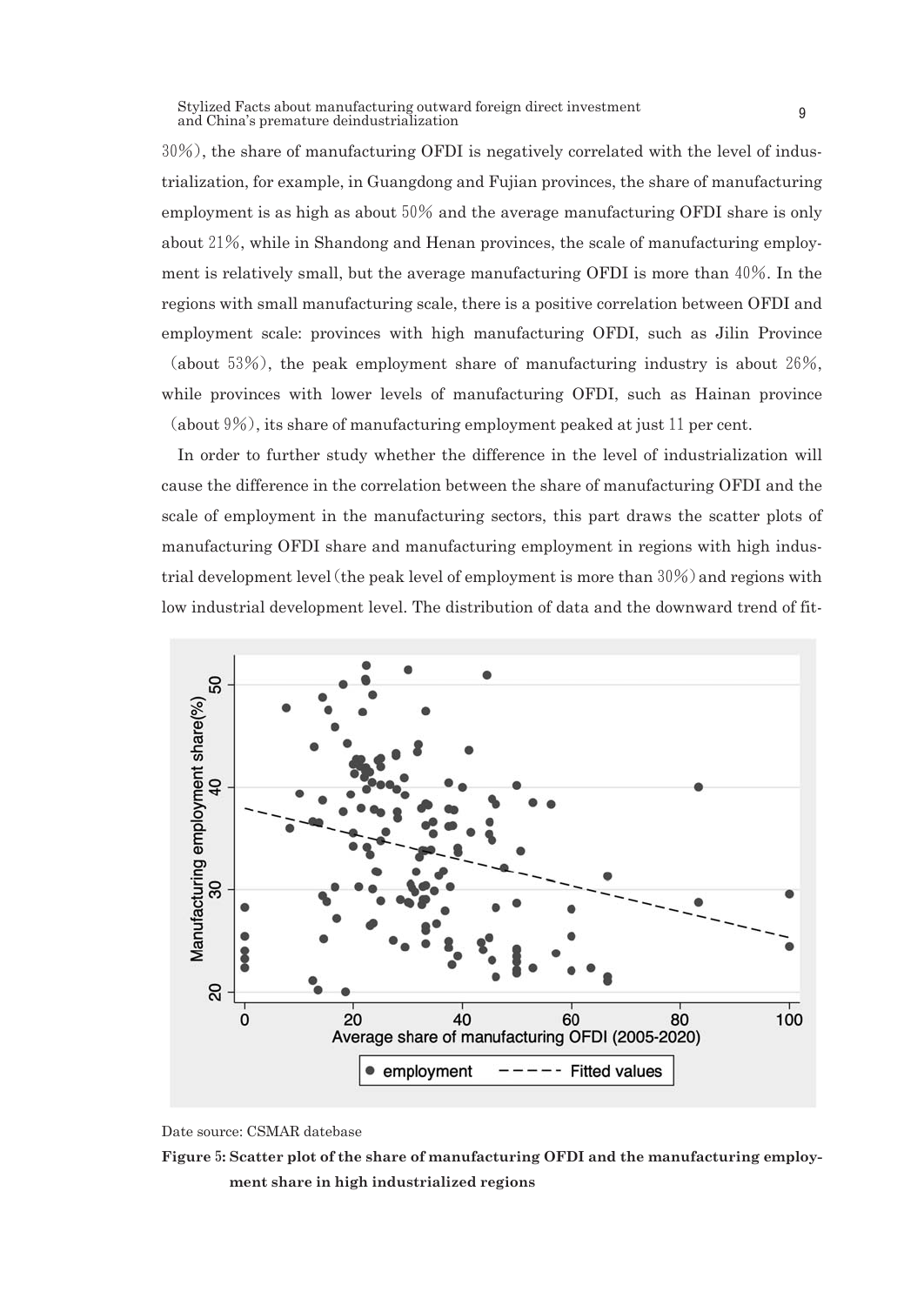30%), the share of manufacturing OFDI is negatively correlated with the level of industrialization, for example, in Guangdong and Fujian provinces, the share of manufacturing employment is as high as about 50% and the average manufacturing OFDI share is only about 21%, while in Shandong and Henan provinces, the scale of manufacturing employment is relatively small, but the average manufacturing OFDI is more than 40%. In the regions with small manufacturing scale, there is a positive correlation between OFDI and employment scale: provinces with high manufacturing OFDI, such as Jilin Province (about 53%), the peak employment share of manufacturing industry is about 26%, while provinces with lower levels of manufacturing OFDI, such as Hainan province (about 9%), its share of manufacturing employment peaked at just 11 per cent.

In order to further study whether the difference in the level of industrialization will cause the difference in the correlation between the share of manufacturing OFDI and the scale of employment in the manufacturing sectors, this part draws the scatter plots of manufacturing OFDI share and manufacturing employment in regions with high industrial development level (the peak level of employment is more than 30%) and regions with low industrial development level. The distribution of data and the downward trend of fit-

Date source: CSMAR datebase

**Figure 5: Scatter plot of the share of manufacturing OFDI and the manufacturing employment share in high industrialized regions**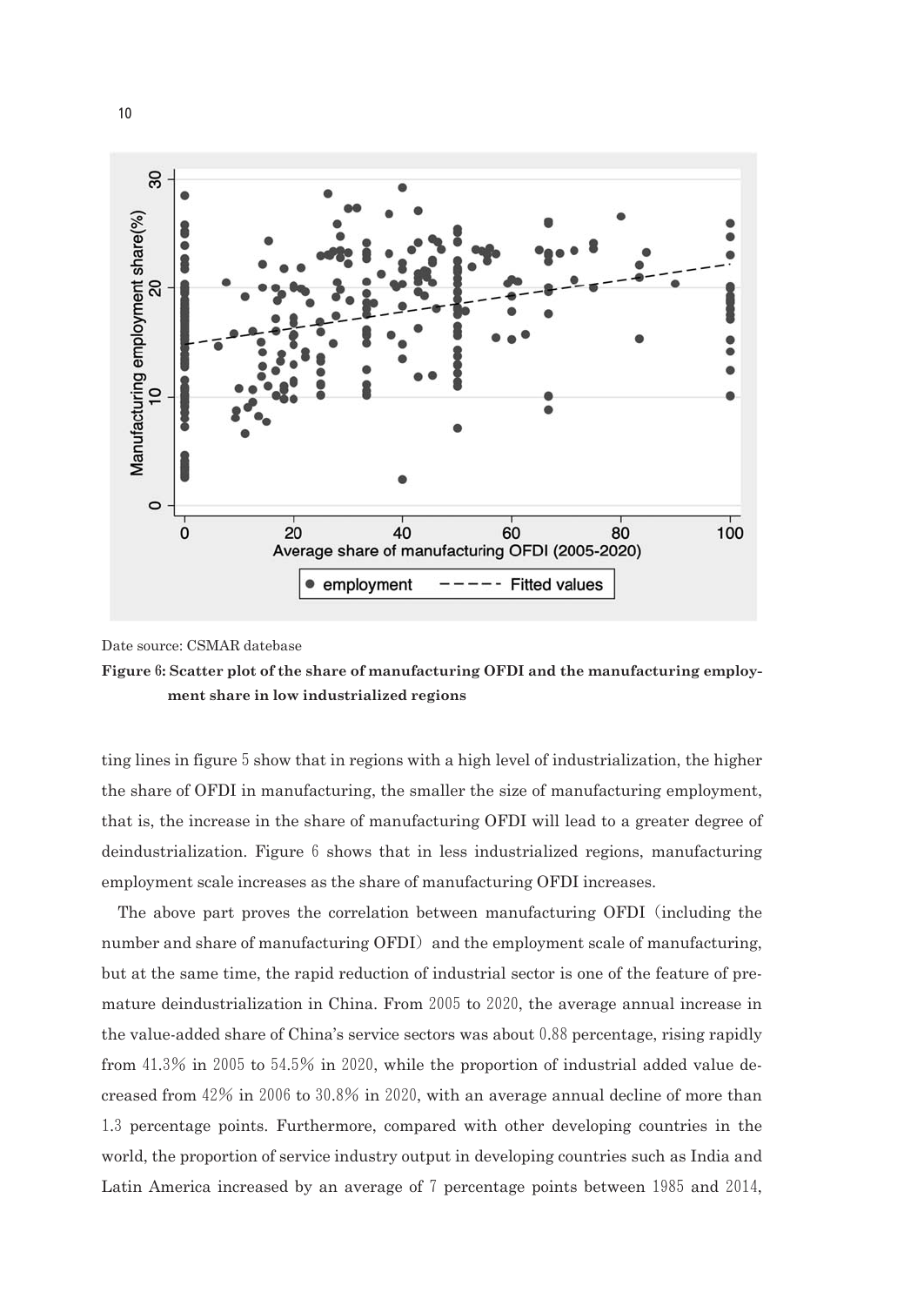Date source: CSMAR datebase

**Figure 6: Scatter plot of the share of manufacturing OFDI and the manufacturing employment share in low industrialized regions**

ting lines in figure 5 show that in regions with a high level of industrialization, the higher the share of OFDI in manufacturing, the smaller the size of manufacturing employment, that is, the increase in the share of manufacturing OFDI will lead to a greater degree of deindustrialization. Figure 6 shows that in less industrialized regions, manufacturing employment scale increases as the share of manufacturing OFDI increases.

The above part proves the correlation between manufacturing OFDI (including the number and share of manufacturing OFDI) and the employment scale of manufacturing, but at the same time, the rapid reduction of industrial sector is one of the feature of premature deindustrialization in China. From 2005 to 2020, the average annual increase in the value-added share of China's service sectors was about 0.88 percentage, rising rapidly from 41.3% in 2005 to 54.5% in 2020, while the proportion of industrial added value decreased from 42% in 2006 to 30.8% in 2020, with an average annual decline of more than 1.3 percentage points. Furthermore, compared with other developing countries in the world, the proportion of service industry output in developing countries such as India and Latin America increased by an average of 7 percentage points between 1985 and 2014,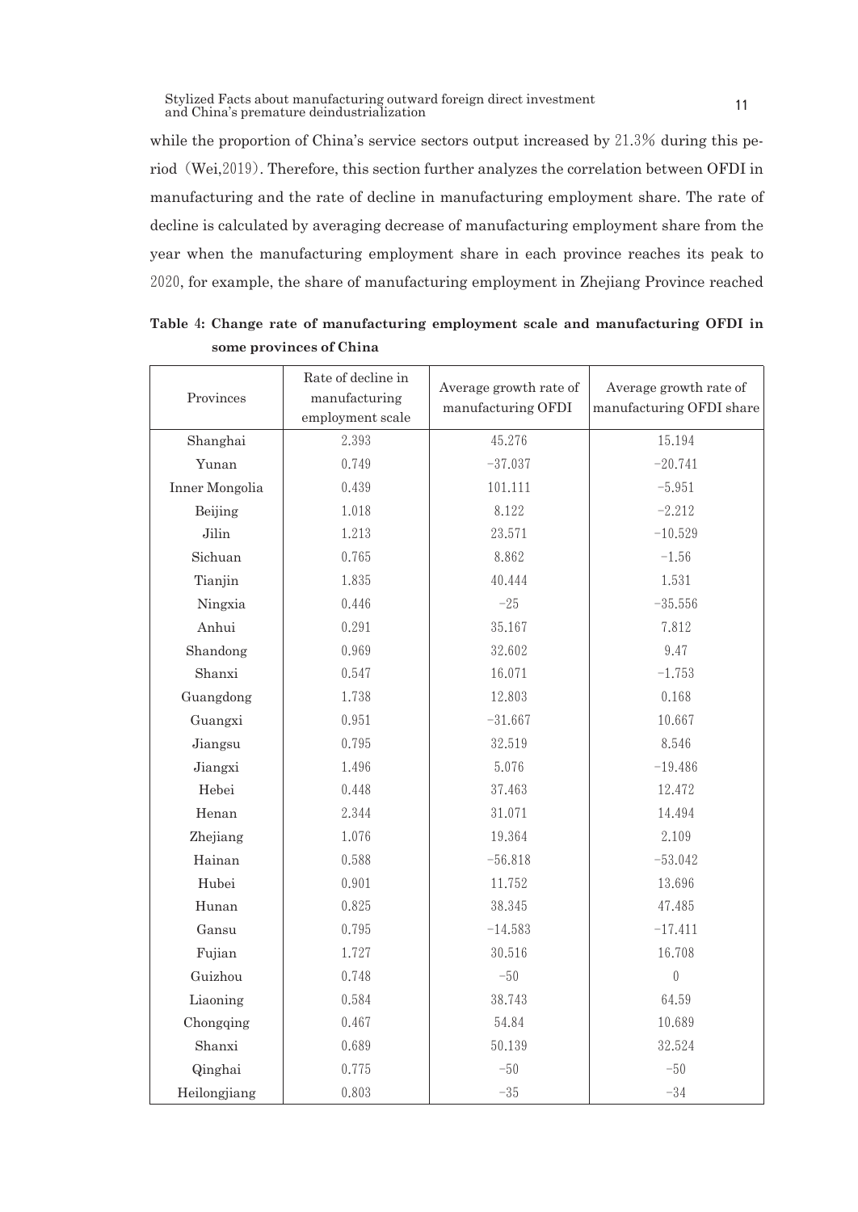while the proportion of China's service sectors output increased by 21.3% during this period (Wei,2019). Therefore, this section further analyzes the correlation between OFDI in manufacturing and the rate of decline in manufacturing employment share. The rate of decline is calculated by averaging decrease of manufacturing employment share from the year when the manufacturing employment share in each province reaches its peak to 2020, for example, the share of manufacturing employment in Zhejiang Province reached

**Table 4: Change rate of manufacturing employment scale and manufacturing OFDI in some provinces of China**

| Provinces | Rate of decline in manufacturing employment scale | Average growth rate of manufacturing OFDI | Average growth rate of manufacturing OFDI share |
|---|---|---|---|
| Shanghai | 2.393 | 45.276 | 15.194 |
| Yunan | 0.749 | −37.037 | −20.741 |
| Inner Mongolia | 0.439 | 101.111 | −5.951 |
| Beijing | 1.018 | 8.122 | −2.212 |
| Jilin | 1.213 | 23.571 | −10.529 |
| Sichuan | 0.765 | 8.862 | −1.56 |
| Tianjin | 1.835 | 40.444 | 1.531 |
| Ningxia | 0.446 | −25 | −35.556 |
| Anhui | 0.291 | 35.167 | 7.812 |
| Shandong | 0.969 | 32.602 | 9.47 |
| Shanxi | 0.547 | 16.071 | −1.753 |
| Guangdong | 1.738 | 12.803 | 0.168 |
| Guangxi | 0.951 | −31.667 | 10.667 |
| Jiangsu | 0.795 | 32.519 | 8.546 |
| Jiangxi | 1.496 | 5.076 | −19.486 |
| Hebei | 0.448 | 37.463 | 12.472 |
| Henan | 2.344 | 31.071 | 14.494 |
| Zhejiang | 1.076 | 19.364 | 2.109 |
| Hainan | 0.588 | −56.818 | −53.042 |
| Hubei | 0.901 | 11.752 | 13.696 |
| Hunan | 0.825 | 38.345 | 47.485 |
| Gansu | 0.795 | −14.583 | −17.411 |
| Fujian | 1.727 | 30.516 | 16.708 |
| Guizhou | 0.748 | −50 | 0 |
| Liaoning | 0.584 | 38.743 | 64.59 |
| Chongqing | 0.467 | 54.84 | 10.689 |
| Shanxi | 0.689 | 50.139 | 32.524 |
| Qinghai | 0.775 | −50 | −50 |
| Heilongjiang | 0.803 | −35 | −34 |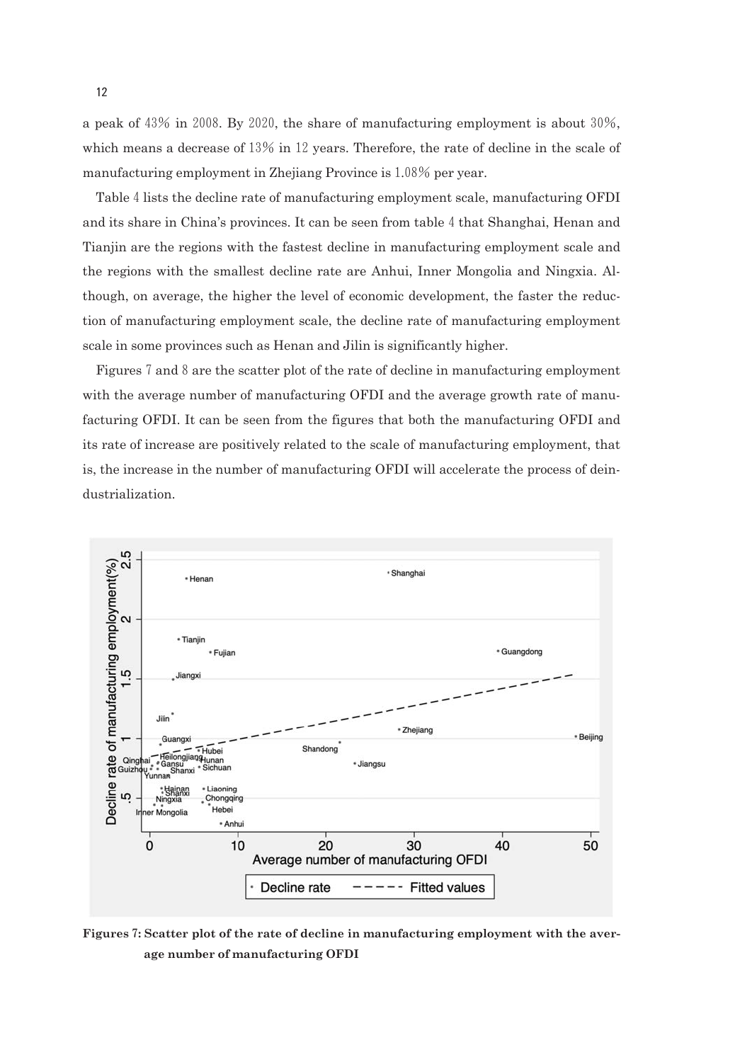a peak of 43% in 2008. By 2020, the share of manufacturing employment is about 30%, which means a decrease of 13% in 12 years. Therefore, the rate of decline in the scale of manufacturing employment in Zhejiang Province is 1.08% per year.

Table 4 lists the decline rate of manufacturing employment scale, manufacturing OFDI and its share in China's provinces. It can be seen from table 4 that Shanghai, Henan and Tianjin are the regions with the fastest decline in manufacturing employment scale and the regions with the smallest decline rate are Anhui, Inner Mongolia and Ningxia. Although, on average, the higher the level of economic development, the faster the reduction of manufacturing employment scale, the decline rate of manufacturing employment scale in some provinces such as Henan and Jilin is significantly higher.

Figures 7 and 8 are the scatter plot of the rate of decline in manufacturing employment with the average number of manufacturing OFDI and the average growth rate of manufacturing OFDI. It can be seen from the figures that both the manufacturing OFDI and its rate of increase are positively related to the scale of manufacturing employment, that is, the increase in the number of manufacturing OFDI will accelerate the process of deindustrialization.

**Figures 7: Scatter plot of the rate of decline in manufacturing employment with the average number of manufacturing OFDI**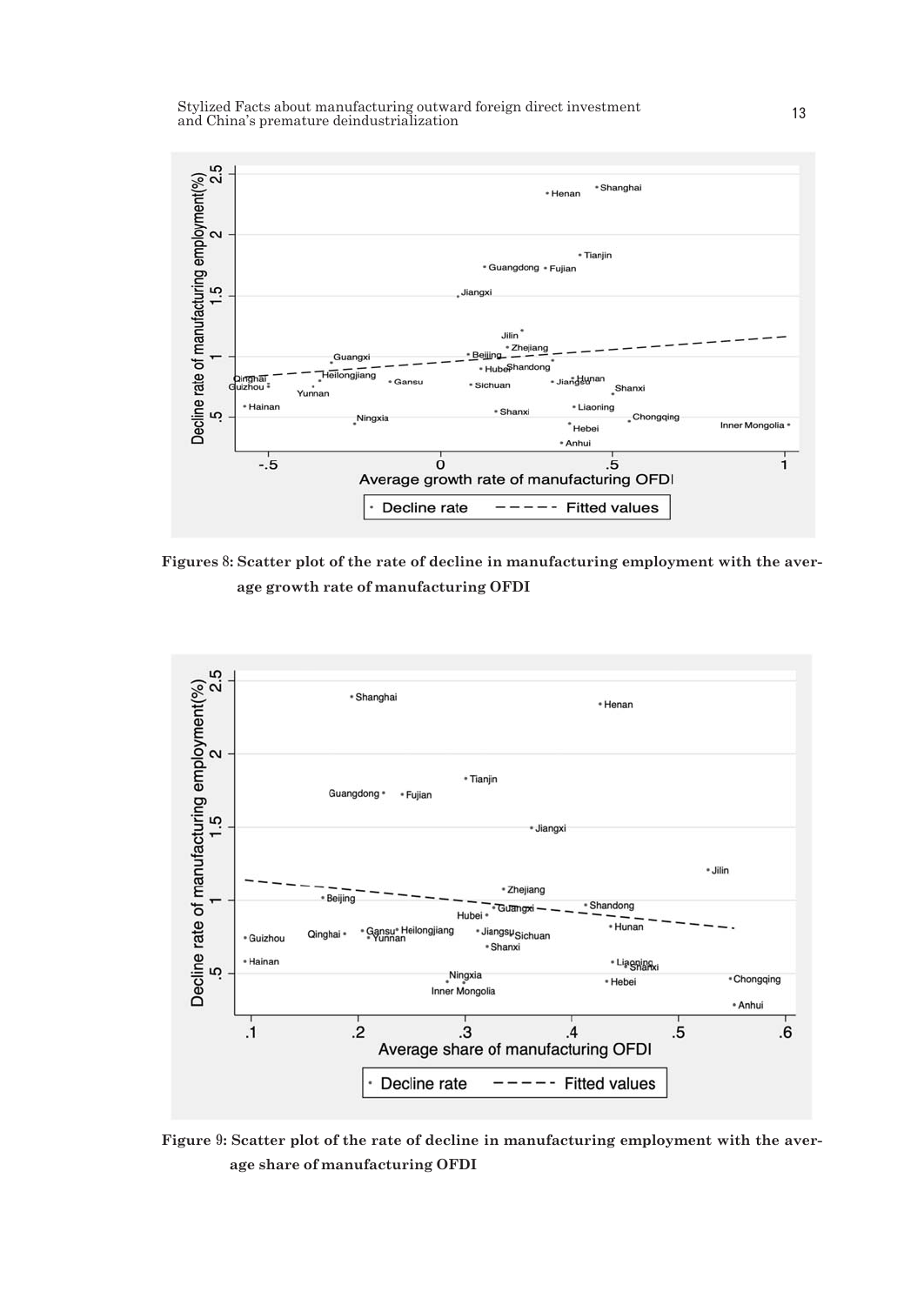Figures 8: Scatter plot of the rate of decline in manufacturing employment with the average growth rate of manufacturing OFDI

Figure 9: Scatter plot of the rate of decline in manufacturing employment with the average share of manufacturing OFDI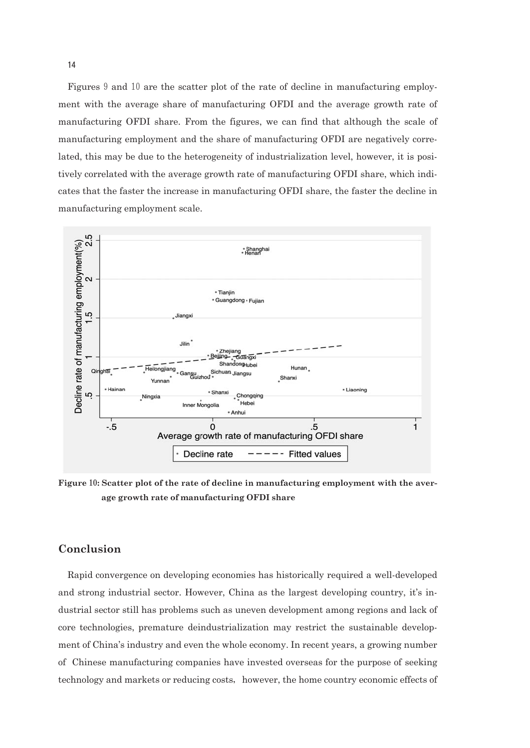Figures 9 and 10 are the scatter plot of the rate of decline in manufacturing employment with the average share of manufacturing OFDI and the average growth rate of manufacturing OFDI share. From the figures, we can find that although the scale of manufacturing employment and the share of manufacturing OFDI are negatively correlated, this may be due to the heterogeneity of industrialization level, however, it is positively correlated with the average growth rate of manufacturing OFDI share, which indicates that the faster the increase in manufacturing OFDI share, the faster the decline in manufacturing employment scale.

**Figure 10: Scatter plot of the rate of decline in manufacturing employment with the average growth rate of manufacturing OFDI share**

## Conclusion

Rapid convergence on developing economies has historically required a well-developed and strong industrial sector. However, China as the largest developing country, it's industrial sector still has problems such as uneven development among regions and lack of core technologies, premature deindustrialization may restrict the sustainable development of China's industry and even the whole economy. In recent years, a growing number of Chinese manufacturing companies have invested overseas for the purpose of seeking technology and markets or reducing costs, however, the home country economic effects of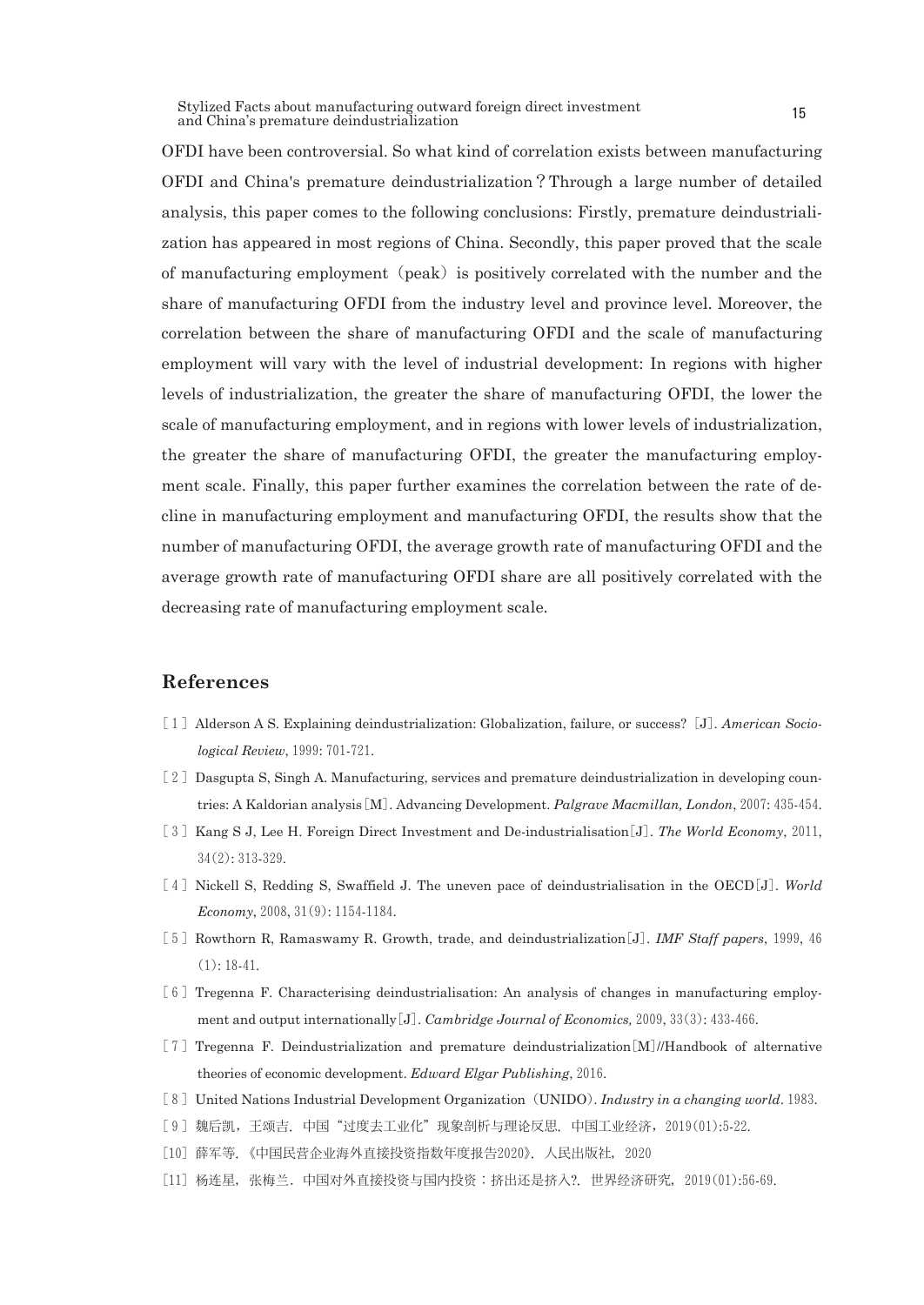OFDI have been controversial. So what kind of correlation exists between manufacturing OFDI and China's premature deindustrialization？Through a large number of detailed analysis, this paper comes to the following conclusions: Firstly, premature deindustrialization has appeared in most regions of China. Secondly, this paper proved that the scale of manufacturing employment（peak）is positively correlated with the number and the share of manufacturing OFDI from the industry level and province level. Moreover, the correlation between the share of manufacturing OFDI and the scale of manufacturing employment will vary with the level of industrial development: In regions with higher levels of industrialization, the greater the share of manufacturing OFDI, the lower the scale of manufacturing employment, and in regions with lower levels of industrialization, the greater the share of manufacturing OFDI, the greater the manufacturing employment scale. Finally, this paper further examines the correlation between the rate of decline in manufacturing employment and manufacturing OFDI, the results show that the number of manufacturing OFDI, the average growth rate of manufacturing OFDI and the average growth rate of manufacturing OFDI share are all positively correlated with the decreasing rate of manufacturing employment scale.

## References

[1] Alderson A S. Explaining deindustrialization: Globalization, failure, or success? [J]. *American Sociological Review*, 1999: 701-721.

[2] Dasgupta S, Singh A. Manufacturing, services and premature deindustrialization in developing countries: A Kaldorian analysis[M]. Advancing Development. *Palgrave Macmillan, London*, 2007: 435-454.

[3] Kang S J, Lee H. Foreign Direct Investment and De-industrialisation[J]. *The World Economy*, 2011, 34(2): 313-329.

[4] Nickell S, Redding S, Swaffield J. The uneven pace of deindustrialisation in the OECD[J]. *World Economy*, 2008, 31(9): 1154-1184.

[5] Rowthorn R, Ramaswamy R. Growth, trade, and deindustrialization[J]. *IMF Staff papers*, 1999, 46 (1): 18-41.

[6] Tregenna F. Characterising deindustrialisation: An analysis of changes in manufacturing employment and output internationally[J]. *Cambridge Journal of Economics,* 2009, 33(3): 433-466.

[7] Tregenna F. Deindustrialization and premature deindustrialization[M]//Handbook of alternative theories of economic development. *Edward Elgar Publishing*, 2016.

[8] United Nations Industrial Development Organization（UNIDO）. *Industry in a changing world*. 1983.

[9] 魏后凯，王颂吉．中国“过度去工业化”现象剖析与理论反思．中国工业经济，2019(01):5-22.

[10] 薛军等.《中国民营企业海外直接投资指数年度报告2020》. 人民出版社，2020

[11] 杨连星，张梅兰．中国对外直接投资与国内投资：挤出还是挤入?．世界经济研究，2019(01):56-69.